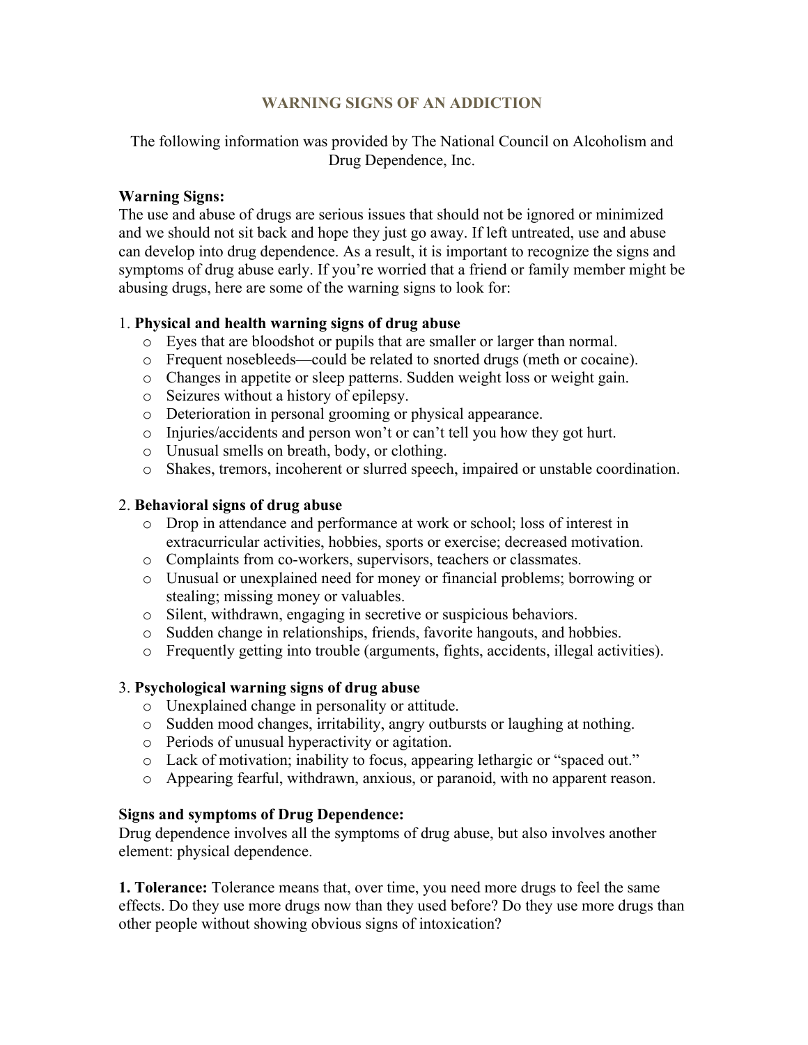# WARNING SIGNS OF AN ADDICTION

The following information was provided by The National Council on Alcoholism and Drug Dependence, Inc.

**Warning Signs:**
The use and abuse of drugs are serious issues that should not be ignored or minimized and we should not sit back and hope they just go away. If left untreated, use and abuse can develop into drug dependence. As a result, it is important to recognize the signs and symptoms of drug abuse early. If you're worried that a friend or family member might be abusing drugs, here are some of the warning signs to look for:

1. **Physical and health warning signs of drug abuse**
   - Eyes that are bloodshot or pupils that are smaller or larger than normal.
   - Frequent nosebleeds—could be related to snorted drugs (meth or cocaine).
   - Changes in appetite or sleep patterns. Sudden weight loss or weight gain.
   - Seizures without a history of epilepsy.
   - Deterioration in personal grooming or physical appearance.
   - Injuries/accidents and person won't or can't tell you how they got hurt.
   - Unusual smells on breath, body, or clothing.
   - Shakes, tremors, incoherent or slurred speech, impaired or unstable coordination.

2. **Behavioral signs of drug abuse**
   - Drop in attendance and performance at work or school; loss of interest in extracurricular activities, hobbies, sports or exercise; decreased motivation.
   - Complaints from co-workers, supervisors, teachers or classmates.
   - Unusual or unexplained need for money or financial problems; borrowing or stealing; missing money or valuables.
   - Silent, withdrawn, engaging in secretive or suspicious behaviors.
   - Sudden change in relationships, friends, favorite hangouts, and hobbies.
   - Frequently getting into trouble (arguments, fights, accidents, illegal activities).

3. **Psychological warning signs of drug abuse**
   - Unexplained change in personality or attitude.
   - Sudden mood changes, irritability, angry outbursts or laughing at nothing.
   - Periods of unusual hyperactivity or agitation.
   - Lack of motivation; inability to focus, appearing lethargic or "spaced out."
   - Appearing fearful, withdrawn, anxious, or paranoid, with no apparent reason.

**Signs and symptoms of Drug Dependence:**
Drug dependence involves all the symptoms of drug abuse, but also involves another element: physical dependence.

**1. Tolerance:** Tolerance means that, over time, you need more drugs to feel the same effects. Do they use more drugs now than they used before? Do they use more drugs than other people without showing obvious signs of intoxication?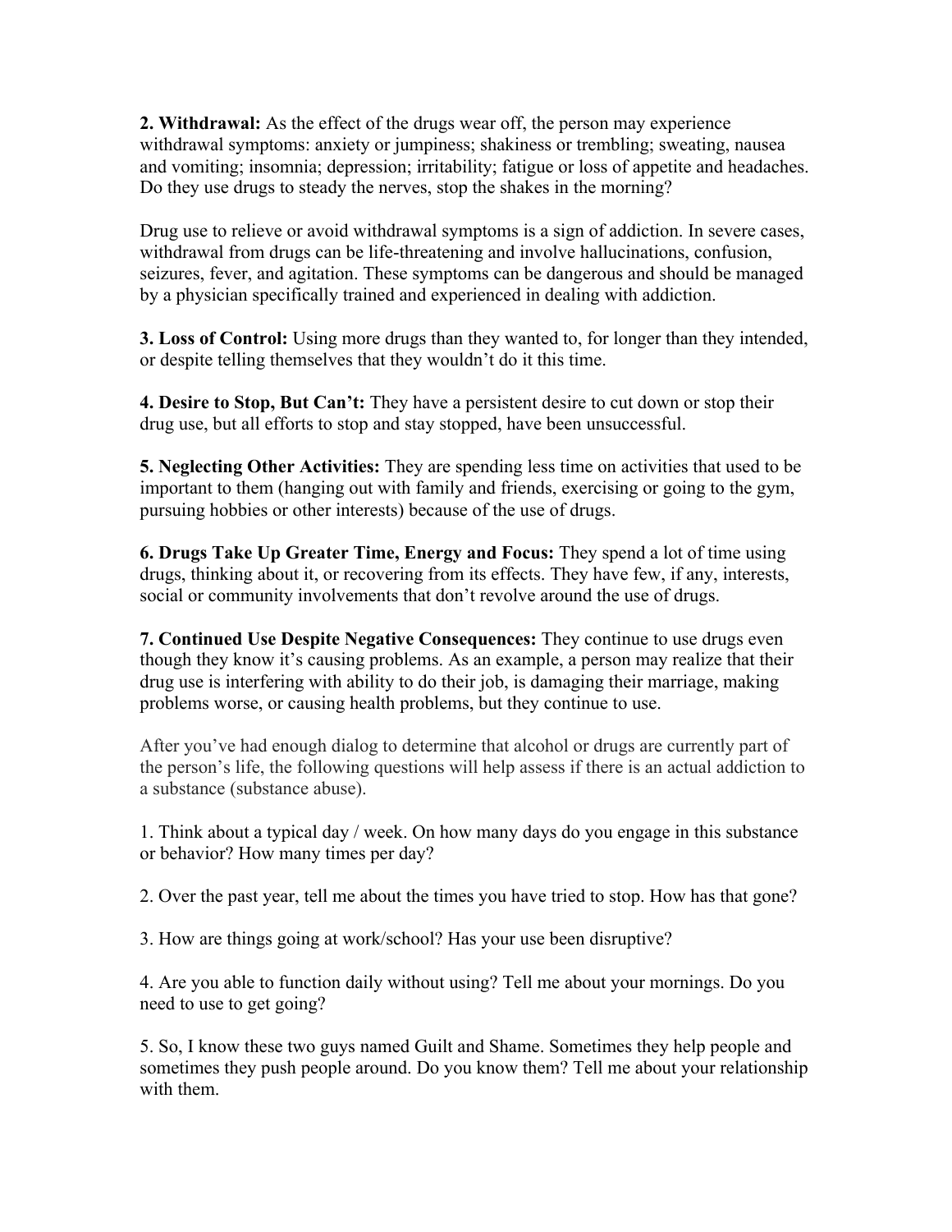**2. Withdrawal:** As the effect of the drugs wear off, the person may experience withdrawal symptoms: anxiety or jumpiness; shakiness or trembling; sweating, nausea and vomiting; insomnia; depression; irritability; fatigue or loss of appetite and headaches. Do they use drugs to steady the nerves, stop the shakes in the morning?

Drug use to relieve or avoid withdrawal symptoms is a sign of addiction. In severe cases, withdrawal from drugs can be life-threatening and involve hallucinations, confusion, seizures, fever, and agitation. These symptoms can be dangerous and should be managed by a physician specifically trained and experienced in dealing with addiction.

**3. Loss of Control:** Using more drugs than they wanted to, for longer than they intended, or despite telling themselves that they wouldn't do it this time.

**4. Desire to Stop, But Can't:** They have a persistent desire to cut down or stop their drug use, but all efforts to stop and stay stopped, have been unsuccessful.

**5. Neglecting Other Activities:** They are spending less time on activities that used to be important to them (hanging out with family and friends, exercising or going to the gym, pursuing hobbies or other interests) because of the use of drugs.

**6. Drugs Take Up Greater Time, Energy and Focus:** They spend a lot of time using drugs, thinking about it, or recovering from its effects. They have few, if any, interests, social or community involvements that don't revolve around the use of drugs.

**7. Continued Use Despite Negative Consequences:** They continue to use drugs even though they know it's causing problems. As an example, a person may realize that their drug use is interfering with ability to do their job, is damaging their marriage, making problems worse, or causing health problems, but they continue to use.

After you've had enough dialog to determine that alcohol or drugs are currently part of the person's life, the following questions will help assess if there is an actual addiction to a substance (substance abuse).

1. Think about a typical day / week. On how many days do you engage in this substance or behavior? How many times per day?

2. Over the past year, tell me about the times you have tried to stop. How has that gone?

3. How are things going at work/school? Has your use been disruptive?

4. Are you able to function daily without using? Tell me about your mornings. Do you need to use to get going?

5. So, I know these two guys named Guilt and Shame. Sometimes they help people and sometimes they push people around. Do you know them? Tell me about your relationship with them.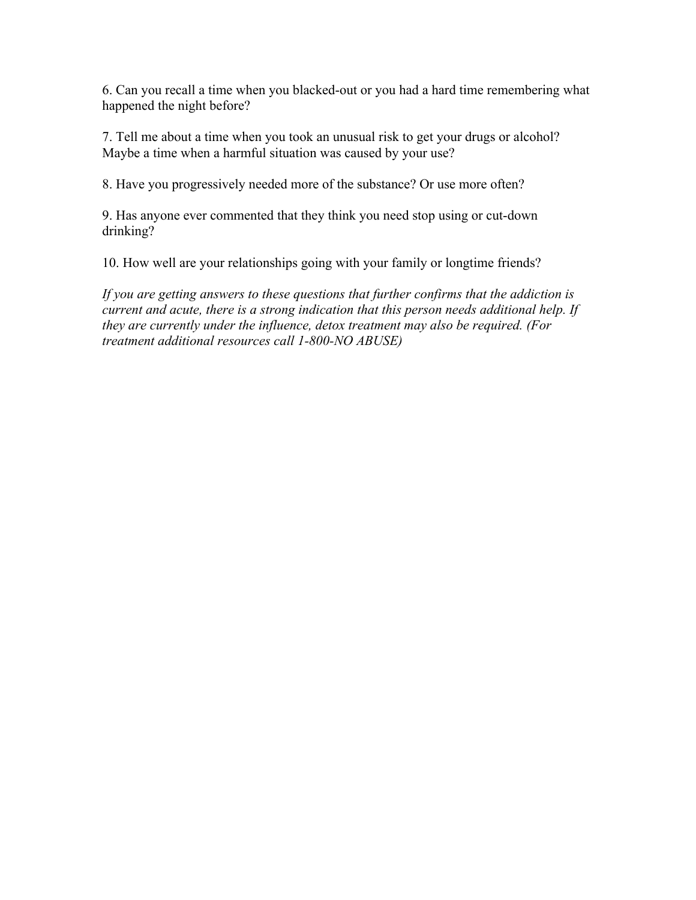6. Can you recall a time when you blacked-out or you had a hard time remembering what happened the night before?

7. Tell me about a time when you took an unusual risk to get your drugs or alcohol? Maybe a time when a harmful situation was caused by your use?

8. Have you progressively needed more of the substance? Or use more often?

9. Has anyone ever commented that they think you need stop using or cut-down drinking?

10. How well are your relationships going with your family or longtime friends?

*If you are getting answers to these questions that further confirms that the addiction is current and acute, there is a strong indication that this person needs additional help. If they are currently under the influence, detox treatment may also be required. (For treatment additional resources call 1-800-NO ABUSE)*